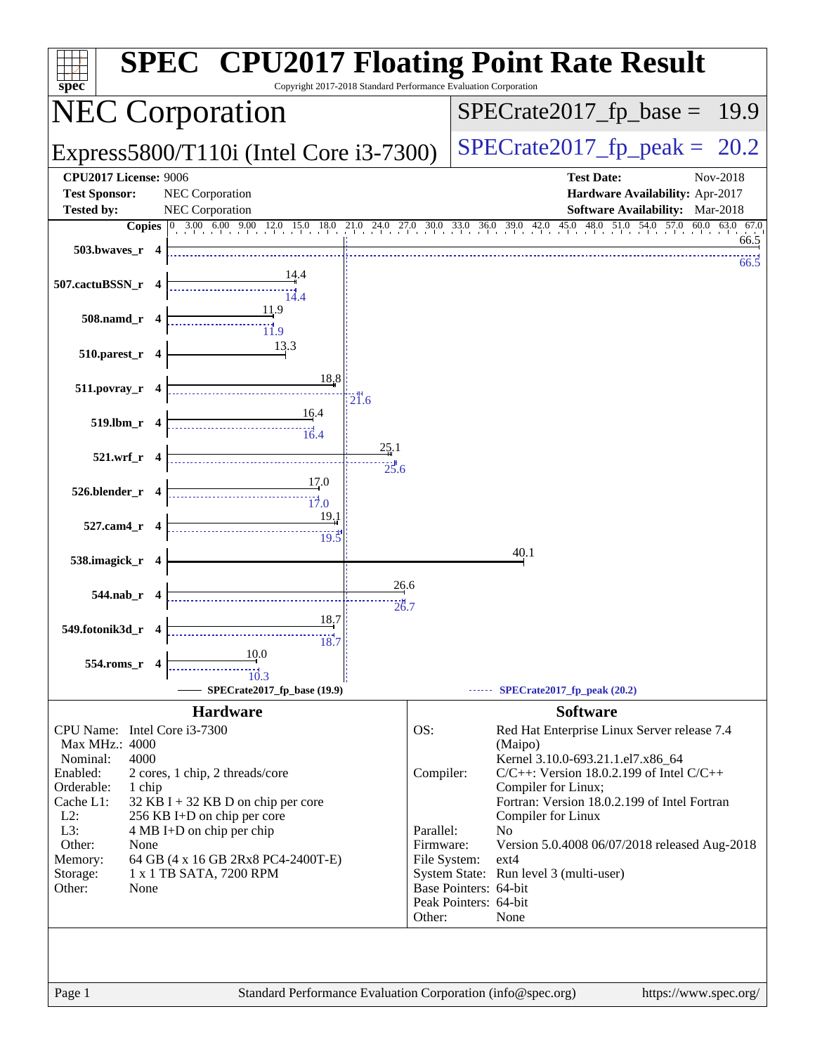# SPEC CPU2017 Floating Point Rate Result

Copyright 2017-2018 Standard Performance Evaluation Corporation

## NEC Corporation

**Express5800/T110i (Intel Core i3-7300)**

SPECrate2017_fp_base = 19.9

SPECrate2017_fp_peak = 20.2

| | | | |
|---|---|---|---|
| **CPU2017 License:** | 9006 | **Test Date:** | Nov-2018 |
| **Test Sponsor:** | NEC Corporation | **Hardware Availability:** | Apr-2017 |
| **Tested by:** | NEC Corporation | **Software Availability:** | Mar-2018 |

| Benchmark | Copies | Base | Peak |
|---|---|---|---|
| 503.bwaves_r | 4 | 66.5 | 66.5 |
| 507.cactuBSSN_r | 4 | 14.4 | 14.4 |
| 508.namd_r | 4 | 11.9 | 11.9 |
| 510.parest_r | 4 | 13.3 | |
| 511.povray_r | 4 | 18.8 | 21.6 |
| 519.lbm_r | 4 | 16.4 | 16.4 |
| 521.wrf_r | 4 | 25.1 | 25.6 |
| 526.blender_r | 4 | 17.0 | 17.0 |
| 527.cam4_r | 4 | 19.1 | 19.5 |
| 538.imagick_r | 4 | 40.1 | |
| 544.nab_r | 4 | 26.6 | 26.7 |
| 549.fotonik3d_r | 4 | 18.7 | 18.7 |
| 554.roms_r | 4 | 10.0 | 10.3 |

SPECrate2017_fp_base (19.9) SPECrate2017_fp_peak (20.2)

### Hardware

| | |
|---|---|
| CPU Name: | Intel Core i3-7300 |
| Max MHz.: | 4000 |
| Nominal: | 4000 |
| Enabled: | 2 cores, 1 chip, 2 threads/core |
| Orderable: | 1 chip |
| Cache L1: | 32 KB I + 32 KB D on chip per core |
| L2: | 256 KB I+D on chip per core |
| L3: | 4 MB I+D on chip per chip |
| Other: | None |
| Memory: | 64 GB (4 x 16 GB 2Rx8 PC4-2400T-E) |
| Storage: | 1 x 1 TB SATA, 7200 RPM |
| Other: | None |

### Software

| | |
|---|---|
| OS: | Red Hat Enterprise Linux Server release 7.4 (Maipo) Kernel 3.10.0-693.21.1.el7.x86_64 |
| Compiler: | C/C++: Version 18.0.2.199 of Intel C/C++ Compiler for Linux; Fortran: Version 18.0.2.199 of Intel Fortran Compiler for Linux |
| Parallel: | No |
| Firmware: | Version 5.0.4008 06/07/2018 released Aug-2018 |
| File System: | ext4 |
| System State: | Run level 3 (multi-user) |
| Base Pointers: | 64-bit |
| Peak Pointers: | 64-bit |
| Other: | None |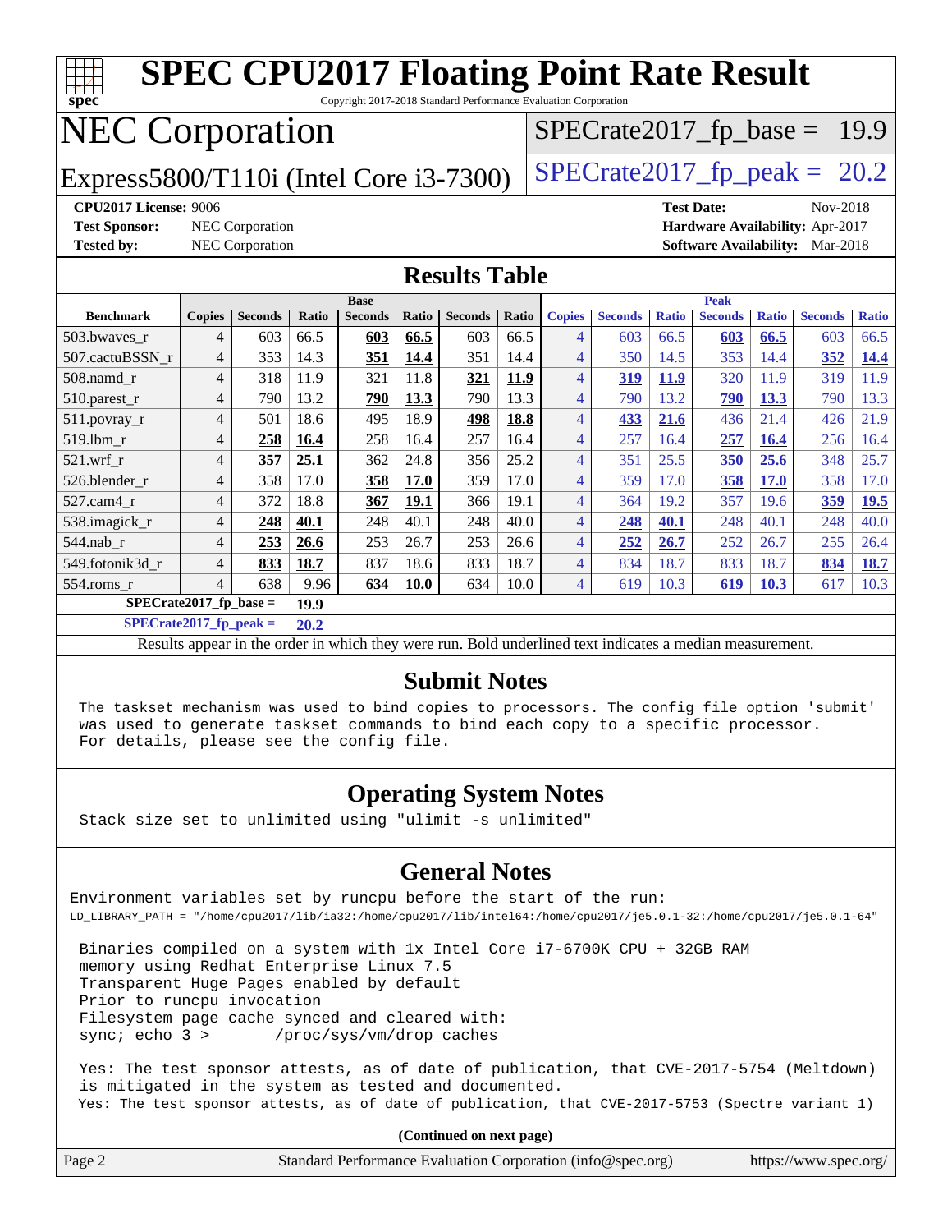# SPEC CPU2017 Floating Point Rate Result

Copyright 2017-2018 Standard Performance Evaluation Corporation

## NEC Corporation

Express5800/T110i (Intel Core i3-7300)

SPECrate2017_fp_base = 19.9

SPECrate2017_fp_peak = 20.2

**CPU2017 License:** 9006
**Test Sponsor:** NEC Corporation
**Tested by:** NEC Corporation

**Test Date:** Nov-2018
**Hardware Availability:** Apr-2017
**Software Availability:** Mar-2018

## Results Table

| Benchmark | Base | | | | | | | Peak | | | | | | |
|---|---|---|---|---|---|---|---|---|---|---|---|---|---|---|
| | Copies | Seconds | Ratio | Seconds | Ratio | Seconds | Ratio | Copies | Seconds | Ratio | Seconds | Ratio | Seconds | Ratio |
| 503.bwaves_r | 4 | 603 | 66.5 | **603** | **66.5** | 603 | 66.5 | 4 | 603 | 66.5 | **603** | **66.5** | 603 | 66.5 |
| 507.cactuBSSN_r | 4 | 353 | 14.3 | **351** | **14.4** | 351 | 14.4 | 4 | 350 | 14.5 | 353 | 14.4 | **352** | **14.4** |
| 508.namd_r | 4 | 318 | 11.9 | 321 | 11.8 | **321** | **11.9** | 4 | **319** | **11.9** | 320 | 11.9 | 319 | 11.9 |
| 510.parest_r | 4 | 790 | 13.2 | **790** | **13.3** | 790 | 13.3 | 4 | 790 | 13.2 | **790** | **13.3** | 790 | 13.3 |
| 511.povray_r | 4 | 501 | 18.6 | 495 | 18.9 | **498** | **18.8** | 4 | **433** | **21.6** | 436 | 21.4 | 426 | 21.9 |
| 519.lbm_r | 4 | **258** | **16.4** | 258 | 16.4 | 257 | 16.4 | 4 | 257 | 16.4 | **257** | **16.4** | 256 | 16.4 |
| 521.wrf_r | 4 | **357** | **25.1** | 362 | 24.8 | 356 | 25.2 | 4 | 351 | 25.5 | **350** | **25.6** | 348 | 25.7 |
| 526.blender_r | 4 | 358 | 17.0 | **358** | **17.0** | 359 | 17.0 | 4 | 359 | 17.0 | **358** | **17.0** | 358 | 17.0 |
| 527.cam4_r | 4 | 372 | 18.8 | **367** | **19.1** | 366 | 19.1 | 4 | 364 | 19.2 | 357 | 19.6 | **359** | **19.5** |
| 538.imagick_r | 4 | **248** | **40.1** | 248 | 40.1 | 248 | 40.0 | 4 | **248** | **40.1** | 248 | 40.1 | 248 | 40.0 |
| 544.nab_r | 4 | **253** | **26.6** | 253 | 26.7 | 253 | 26.6 | 4 | **252** | **26.7** | 252 | 26.7 | 255 | 26.4 |
| 549.fotonik3d_r | 4 | **833** | **18.7** | 837 | 18.6 | 833 | 18.7 | 4 | 834 | 18.7 | 833 | 18.7 | **834** | **18.7** |
| 554.roms_r | 4 | 638 | 9.96 | **634** | **10.0** | 634 | 10.0 | 4 | 619 | 10.3 | **619** | **10.3** | 617 | 10.3 |

**SPECrate2017_fp_base = 19.9**

**SPECrate2017_fp_peak = 20.2**

Results appear in the order in which they were run. Bold underlined text indicates a median measurement.

## Submit Notes

```
The taskset mechanism was used to bind copies to processors. The config file option 'submit'
was used to generate taskset commands to bind each copy to a specific processor.
For details, please see the config file.
```

## Operating System Notes

```
Stack size set to unlimited using "ulimit -s unlimited"
```

## General Notes

```
Environment variables set by runcpu before the start of the run:
LD_LIBRARY_PATH = "/home/cpu2017/lib/ia32:/home/cpu2017/lib/intel64:/home/cpu2017/je5.0.1-32:/home/cpu2017/je5.0.1-64"

 Binaries compiled on a system with 1x Intel Core i7-6700K CPU + 32GB RAM
 memory using Redhat Enterprise Linux 7.5
 Transparent Huge Pages enabled by default
 Prior to runcpu invocation
 Filesystem page cache synced and cleared with:
 sync; echo 3 >       /proc/sys/vm/drop_caches

 Yes: The test sponsor attests, as of date of publication, that CVE-2017-5754 (Meltdown)
 is mitigated in the system as tested and documented.
 Yes: The test sponsor attests, as of date of publication, that CVE-2017-5753 (Spectre variant 1)
```

**(Continued on next page)**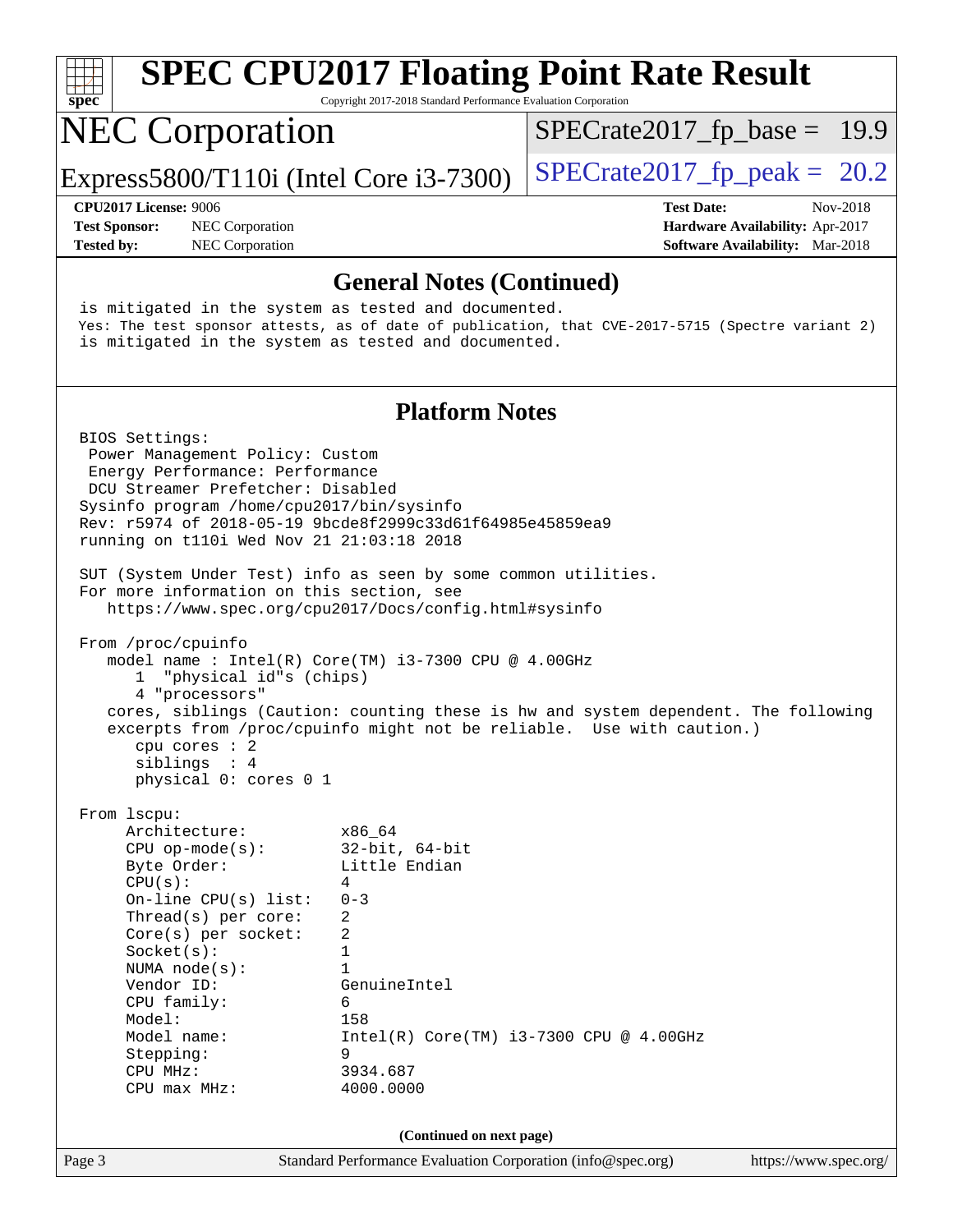# SPEC CPU2017 Floating Point Rate Result

Copyright 2017-2018 Standard Performance Evaluation Corporation

## NEC Corporation

Express5800/T110i (Intel Core i3-7300)

SPECrate2017_fp_base = 19.9

SPECrate2017_fp_peak = 20.2

**CPU2017 License:** 9006
**Test Sponsor:** NEC Corporation
**Tested by:** NEC Corporation

**Test Date:** Nov-2018
**Hardware Availability:** Apr-2017
**Software Availability:** Mar-2018

### General Notes (Continued)

```
is mitigated in the system as tested and documented.
Yes: The test sponsor attests, as of date of publication, that CVE-2017-5715 (Spectre variant 2)
is mitigated in the system as tested and documented.
```

### Platform Notes

```
BIOS Settings:
 Power Management Policy: Custom
 Energy Performance: Performance
 DCU Streamer Prefetcher: Disabled
Sysinfo program /home/cpu2017/bin/sysinfo
Rev: r5974 of 2018-05-19 9bcde8f2999c33d61f64985e45859ea9
running on t110i Wed Nov 21 21:03:18 2018

SUT (System Under Test) info as seen by some common utilities.
For more information on this section, see
   https://www.spec.org/cpu2017/Docs/config.html#sysinfo

From /proc/cpuinfo
   model name : Intel(R) Core(TM) i3-7300 CPU @ 4.00GHz
      1  "physical id"s (chips)
      4 "processors"
   cores, siblings (Caution: counting these is hw and system dependent. The following
   excerpts from /proc/cpuinfo might not be reliable.  Use with caution.)
      cpu cores : 2
      siblings  : 4
      physical 0: cores 0 1

From lscpu:
     Architecture:          x86_64
     CPU op-mode(s):        32-bit, 64-bit
     Byte Order:            Little Endian
     CPU(s):                4
     On-line CPU(s) list:   0-3
     Thread(s) per core:    2
     Core(s) per socket:    2
     Socket(s):             1
     NUMA node(s):          1
     Vendor ID:             GenuineIntel
     CPU family:            6
     Model:                 158
     Model name:            Intel(R) Core(TM) i3-7300 CPU @ 4.00GHz
     Stepping:              9
     CPU MHz:               3934.687
     CPU max MHz:           4000.0000
```

(Continued on next page)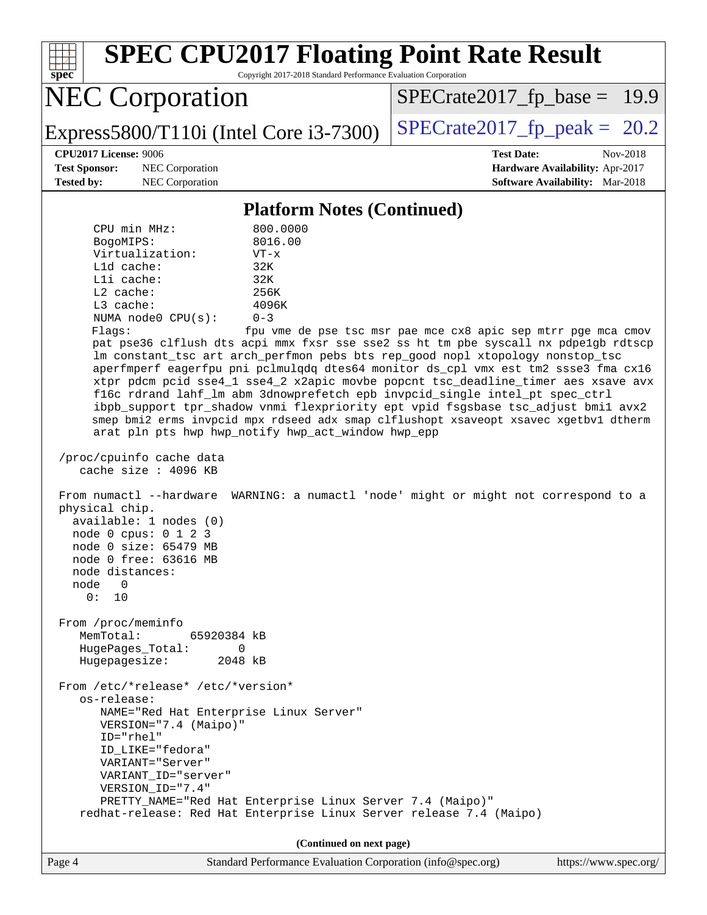# SPEC CPU2017 Floating Point Rate Result

Copyright 2017-2018 Standard Performance Evaluation Corporation

**NEC Corporation**

Express5800/T110i (Intel Core i3-7300)

SPECrate2017_fp_base = 19.9

SPECrate2017_fp_peak = 20.2

**CPU2017 License:** 9006
**Test Sponsor:** NEC Corporation
**Tested by:** NEC Corporation

**Test Date:** Nov-2018
**Hardware Availability:** Apr-2017
**Software Availability:** Mar-2018

## Platform Notes (Continued)

```
     CPU min MHz:             800.0000
     BogoMIPS:                8016.00
     Virtualization:          VT-x
     L1d cache:               32K
     L1i cache:               32K
     L2 cache:                256K
     L3 cache:                4096K
     NUMA node0 CPU(s):       0-3
     Flags:                   fpu vme de pse tsc msr pae mce cx8 apic sep mtrr pge mca cmov
     pat pse36 clflush dts acpi mmx fxsr sse sse2 ss ht tm pbe syscall nx pdpe1gb rdtscp
     lm constant_tsc art arch_perfmon pebs bts rep_good nopl xtopology nonstop_tsc
     aperfmperf eagerfpu pni pclmulqdq dtes64 monitor ds_cpl vmx est tm2 ssse3 fma cx16
     xtpr pdcm pcid sse4_1 sse4_2 x2apic movbe popcnt tsc_deadline_timer aes xsave avx
     f16c rdrand lahf_lm abm 3dnowprefetch epb invpcid_single intel_pt spec_ctrl
     ibpb_support tpr_shadow vnmi flexpriority ept vpid fsgsbase tsc_adjust bmi1 avx2
     smep bmi2 erms invpcid mpx rdseed adx smap clflushopt xsaveopt xsavec xgetbv1 dtherm
     arat pln pts hwp hwp_notify hwp_act_window hwp_epp

 /proc/cpuinfo cache data
    cache size : 4096 KB

 From numactl --hardware  WARNING: a numactl 'node' might or might not correspond to a
 physical chip.
   available: 1 nodes (0)
   node 0 cpus: 0 1 2 3
   node 0 size: 65479 MB
   node 0 free: 63616 MB
   node distances:
   node   0
     0:  10

 From /proc/meminfo
    MemTotal:       65920384 kB
    HugePages_Total:       0
    Hugepagesize:       2048 kB

 From /etc/*release* /etc/*version*
    os-release:
       NAME="Red Hat Enterprise Linux Server"
       VERSION="7.4 (Maipo)"
       ID="rhel"
       ID_LIKE="fedora"
       VARIANT="Server"
       VARIANT_ID="server"
       VERSION_ID="7.4"
       PRETTY_NAME="Red Hat Enterprise Linux Server 7.4 (Maipo)"
    redhat-release: Red Hat Enterprise Linux Server release 7.4 (Maipo)
```

(Continued on next page)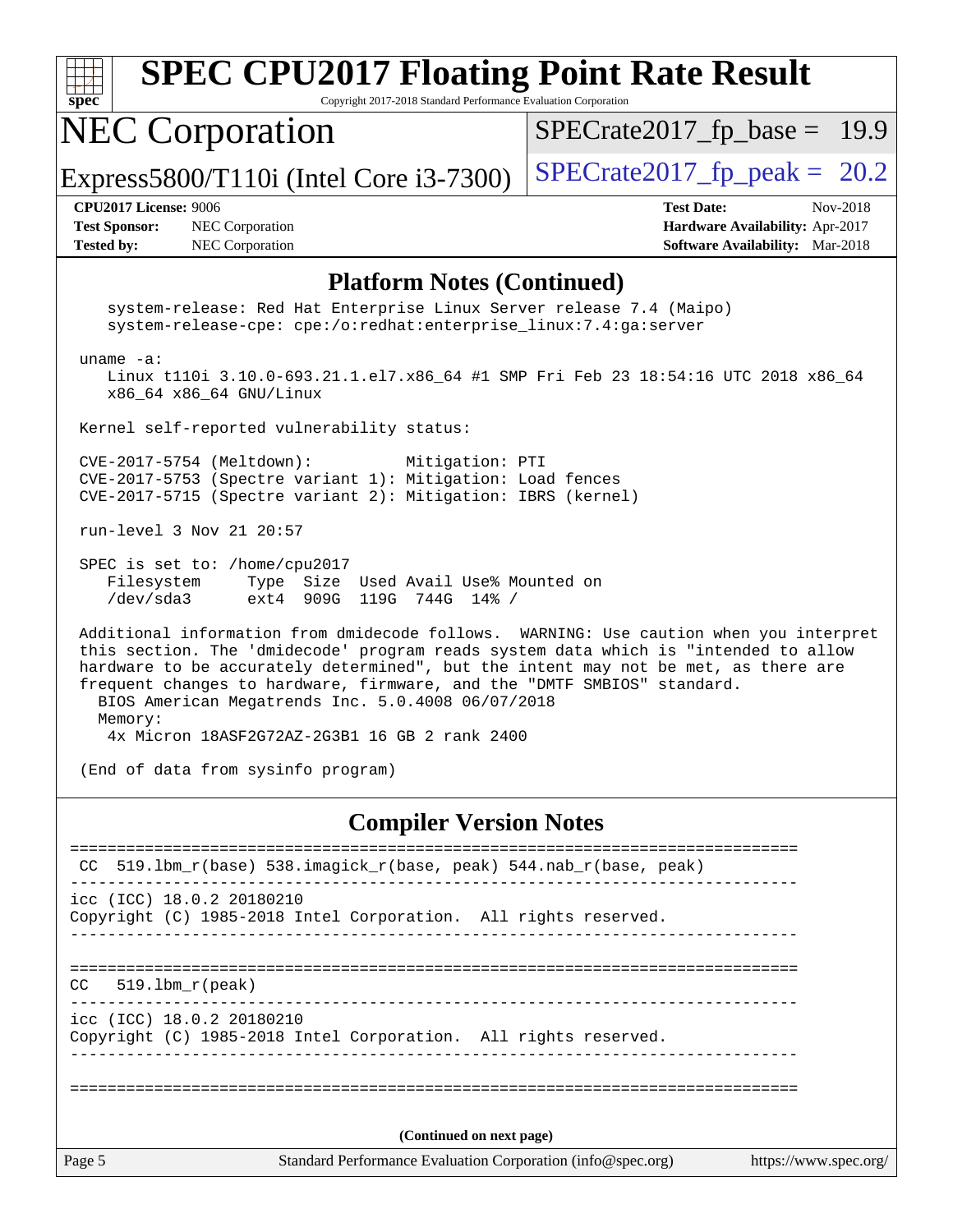# SPEC CPU2017 Floating Point Rate Result

Copyright 2017-2018 Standard Performance Evaluation Corporation

## NEC Corporation

Express5800/T110i (Intel Core i3-7300)

SPECrate2017_fp_base = 19.9

SPECrate2017_fp_peak = 20.2

**CPU2017 License:** 9006
**Test Sponsor:** NEC Corporation
**Tested by:** NEC Corporation

**Test Date:** Nov-2018
**Hardware Availability:** Apr-2017
**Software Availability:** Mar-2018

### Platform Notes (Continued)

```
    system-release: Red Hat Enterprise Linux Server release 7.4 (Maipo)
    system-release-cpe: cpe:/o:redhat:enterprise_linux:7.4:ga:server

 uname -a:
    Linux t110i 3.10.0-693.21.1.el7.x86_64 #1 SMP Fri Feb 23 18:54:16 UTC 2018 x86_64
    x86_64 x86_64 GNU/Linux

 Kernel self-reported vulnerability status:

 CVE-2017-5754 (Meltdown):          Mitigation: PTI
 CVE-2017-5753 (Spectre variant 1): Mitigation: Load fences
 CVE-2017-5715 (Spectre variant 2): Mitigation: IBRS (kernel)

 run-level 3 Nov 21 20:57

 SPEC is set to: /home/cpu2017
    Filesystem     Type  Size  Used Avail Use% Mounted on
    /dev/sda3      ext4  909G  119G  744G  14% /

 Additional information from dmidecode follows.  WARNING: Use caution when you interpret
 this section. The 'dmidecode' program reads system data which is "intended to allow
 hardware to be accurately determined", but the intent may not be met, as there are
 frequent changes to hardware, firmware, and the "DMTF SMBIOS" standard.
   BIOS American Megatrends Inc. 5.0.4008 06/07/2018
   Memory:
    4x Micron 18ASF2G72AZ-2G3B1 16 GB 2 rank 2400

 (End of data from sysinfo program)
```

### Compiler Version Notes

```
==============================================================================
 CC  519.lbm_r(base) 538.imagick_r(base, peak) 544.nab_r(base, peak)
------------------------------------------------------------------------------
icc (ICC) 18.0.2 20180210
Copyright (C) 1985-2018 Intel Corporation.  All rights reserved.
------------------------------------------------------------------------------

==============================================================================
CC   519.lbm_r(peak)
------------------------------------------------------------------------------
icc (ICC) 18.0.2 20180210
Copyright (C) 1985-2018 Intel Corporation.  All rights reserved.
------------------------------------------------------------------------------

==============================================================================
```

(Continued on next page)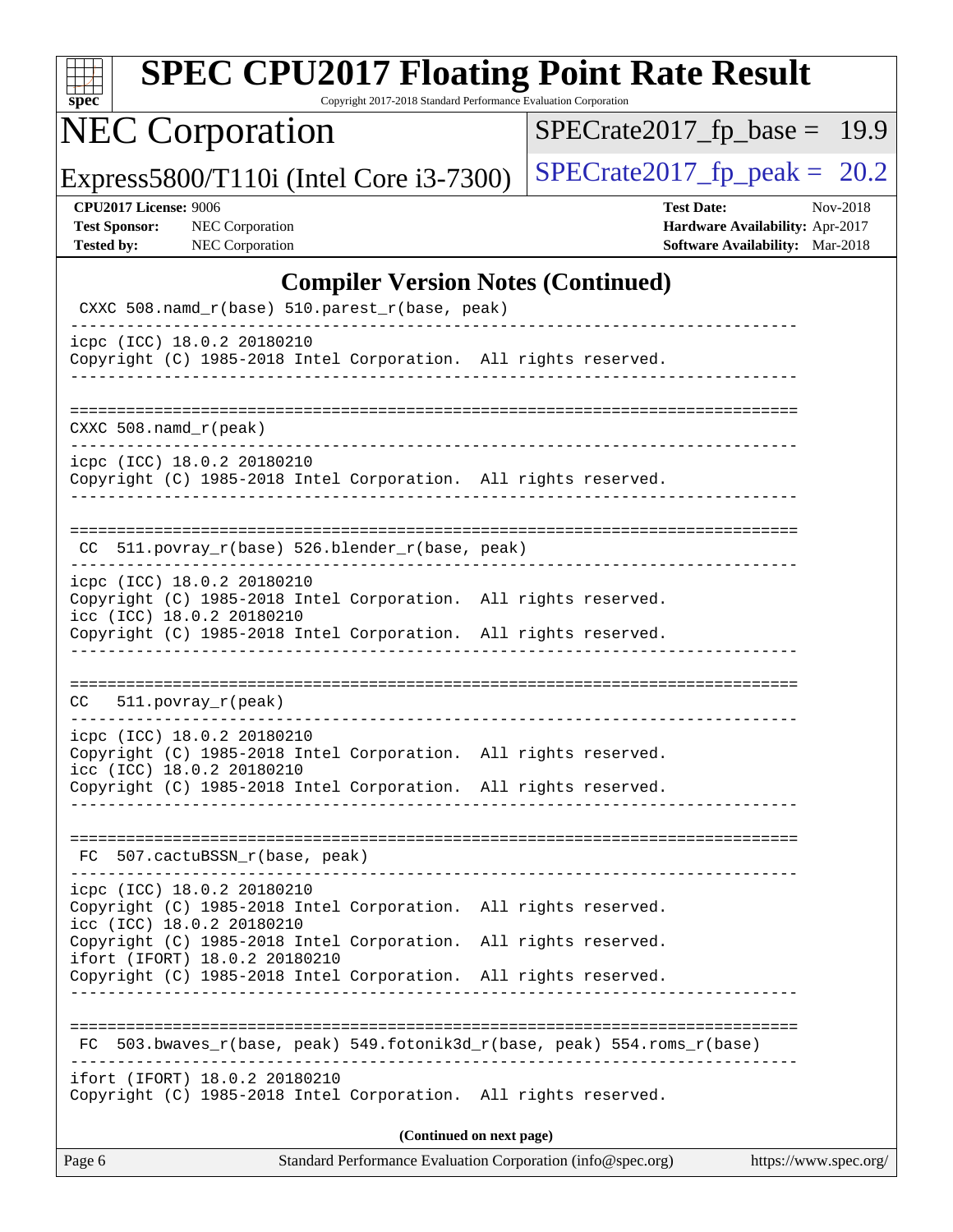## Compiler Version Notes (Continued)

```
 CXXC 508.namd_r(base) 510.parest_r(base, peak)
------------------------------------------------------------------------------
icpc (ICC) 18.0.2 20180210
Copyright (C) 1985-2018 Intel Corporation.  All rights reserved.
------------------------------------------------------------------------------

==============================================================================
 CXXC 508.namd_r(peak)
------------------------------------------------------------------------------
icpc (ICC) 18.0.2 20180210
Copyright (C) 1985-2018 Intel Corporation.  All rights reserved.
------------------------------------------------------------------------------

==============================================================================
 CC  511.povray_r(base) 526.blender_r(base, peak)
------------------------------------------------------------------------------
icpc (ICC) 18.0.2 20180210
Copyright (C) 1985-2018 Intel Corporation.  All rights reserved.
icc (ICC) 18.0.2 20180210
Copyright (C) 1985-2018 Intel Corporation.  All rights reserved.
------------------------------------------------------------------------------

==============================================================================
 CC  511.povray_r(peak)
------------------------------------------------------------------------------
icpc (ICC) 18.0.2 20180210
Copyright (C) 1985-2018 Intel Corporation.  All rights reserved.
icc (ICC) 18.0.2 20180210
Copyright (C) 1985-2018 Intel Corporation.  All rights reserved.
------------------------------------------------------------------------------

==============================================================================
 FC  507.cactuBSSN_r(base, peak)
------------------------------------------------------------------------------
icpc (ICC) 18.0.2 20180210
Copyright (C) 1985-2018 Intel Corporation.  All rights reserved.
icc (ICC) 18.0.2 20180210
Copyright (C) 1985-2018 Intel Corporation.  All rights reserved.
ifort (IFORT) 18.0.2 20180210
Copyright (C) 1985-2018 Intel Corporation.  All rights reserved.
------------------------------------------------------------------------------

==============================================================================
 FC  503.bwaves_r(base, peak) 549.fotonik3d_r(base, peak) 554.roms_r(base)
------------------------------------------------------------------------------
ifort (IFORT) 18.0.2 20180210
Copyright (C) 1985-2018 Intel Corporation.  All rights reserved.
```

**(Continued on next page)**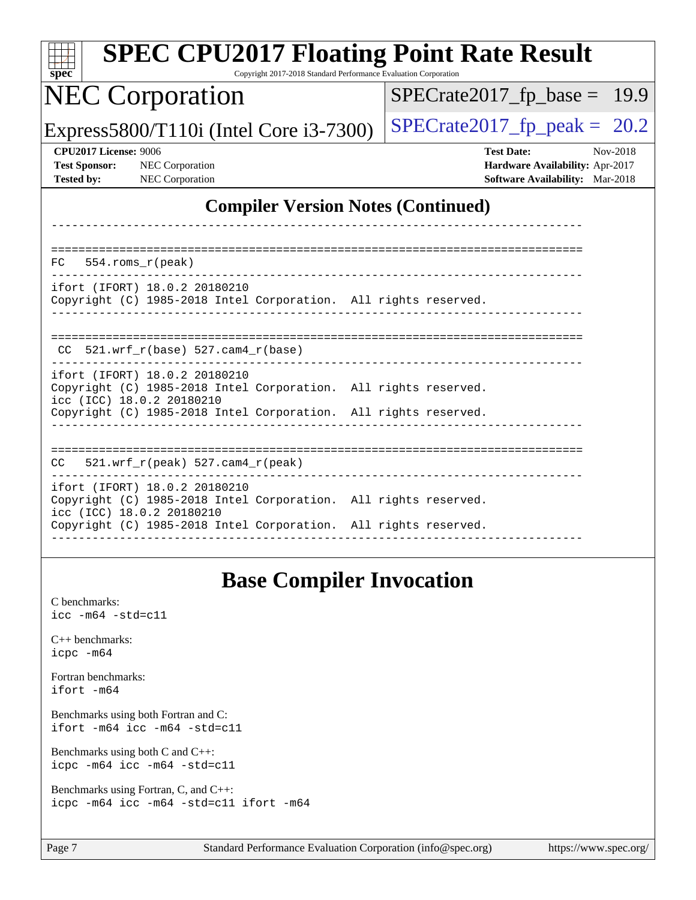# SPEC CPU2017 Floating Point Rate Result

Copyright 2017-2018 Standard Performance Evaluation Corporation

## NEC Corporation

Express5800/T110i (Intel Core i3-7300)

SPECrate2017_fp_base = 19.9

SPECrate2017_fp_peak = 20.2

**CPU2017 License:** 9006
**Test Sponsor:** NEC Corporation
**Tested by:** NEC Corporation

**Test Date:** Nov-2018
**Hardware Availability:** Apr-2017
**Software Availability:** Mar-2018

## Compiler Version Notes (Continued)

```
------------------------------------------------------------------------------

==============================================================================
FC   554.roms_r(peak)
------------------------------------------------------------------------------
ifort (IFORT) 18.0.2 20180210
Copyright (C) 1985-2018 Intel Corporation.  All rights reserved.
------------------------------------------------------------------------------

==============================================================================
 CC  521.wrf_r(base) 527.cam4_r(base)
------------------------------------------------------------------------------
ifort (IFORT) 18.0.2 20180210
Copyright (C) 1985-2018 Intel Corporation.  All rights reserved.
icc (ICC) 18.0.2 20180210
Copyright (C) 1985-2018 Intel Corporation.  All rights reserved.
------------------------------------------------------------------------------

==============================================================================
CC   521.wrf_r(peak) 527.cam4_r(peak)
------------------------------------------------------------------------------
ifort (IFORT) 18.0.2 20180210
Copyright (C) 1985-2018 Intel Corporation.  All rights reserved.
icc (ICC) 18.0.2 20180210
Copyright (C) 1985-2018 Intel Corporation.  All rights reserved.
------------------------------------------------------------------------------
```

## Base Compiler Invocation

C benchmarks:
`icc -m64 -std=c11`

C++ benchmarks:
`icpc -m64`

Fortran benchmarks:
`ifort -m64`

Benchmarks using both Fortran and C:
`ifort -m64 icc -m64 -std=c11`

Benchmarks using both C and C++:
`icpc -m64 icc -m64 -std=c11`

Benchmarks using Fortran, C, and C++:
`icpc -m64 icc -m64 -std=c11 ifort -m64`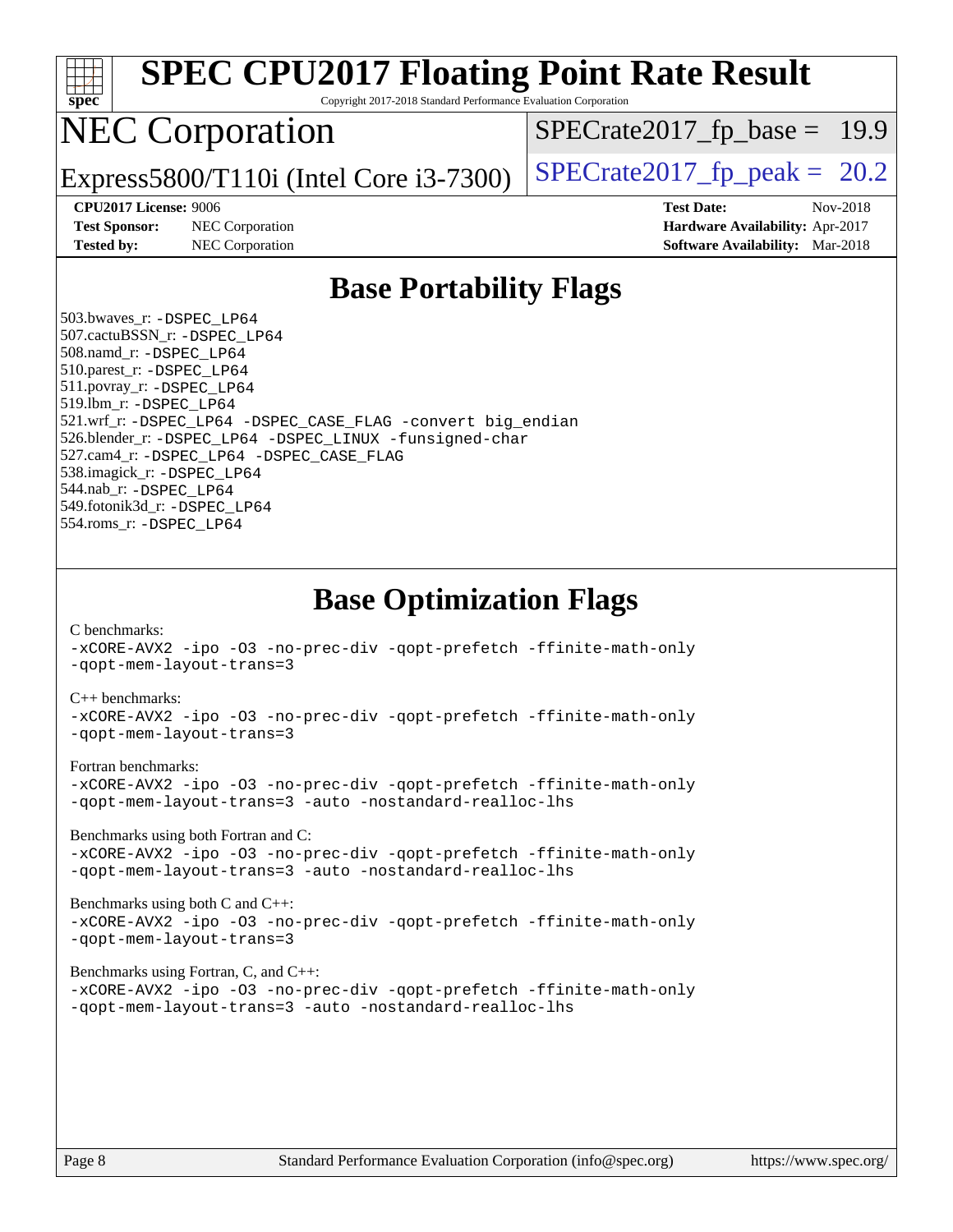# SPEC CPU2017 Floating Point Rate Result

Copyright 2017-2018 Standard Performance Evaluation Corporation

## NEC Corporation

Express5800/T110i (Intel Core i3-7300)

SPECrate2017_fp_base = 19.9

SPECrate2017_fp_peak = 20.2

**CPU2017 License:** 9006
**Test Sponsor:** NEC Corporation
**Tested by:** NEC Corporation

**Test Date:** Nov-2018
**Hardware Availability:** Apr-2017
**Software Availability:** Mar-2018

## Base Portability Flags

503.bwaves_r: -DSPEC_LP64
507.cactuBSSN_r: -DSPEC_LP64
508.namd_r: -DSPEC_LP64
510.parest_r: -DSPEC_LP64
511.povray_r: -DSPEC_LP64
519.lbm_r: -DSPEC_LP64
521.wrf_r: -DSPEC_LP64 -DSPEC_CASE_FLAG -convert big_endian
526.blender_r: -DSPEC_LP64 -DSPEC_LINUX -funsigned-char
527.cam4_r: -DSPEC_LP64 -DSPEC_CASE_FLAG
538.imagick_r: -DSPEC_LP64
544.nab_r: -DSPEC_LP64
549.fotonik3d_r: -DSPEC_LP64
554.roms_r: -DSPEC_LP64

## Base Optimization Flags

C benchmarks:
-xCORE-AVX2 -ipo -O3 -no-prec-div -qopt-prefetch -ffinite-math-only
-qopt-mem-layout-trans=3

C++ benchmarks:
-xCORE-AVX2 -ipo -O3 -no-prec-div -qopt-prefetch -ffinite-math-only
-qopt-mem-layout-trans=3

Fortran benchmarks:
-xCORE-AVX2 -ipo -O3 -no-prec-div -qopt-prefetch -ffinite-math-only
-qopt-mem-layout-trans=3 -auto -nostandard-realloc-lhs

Benchmarks using both Fortran and C:
-xCORE-AVX2 -ipo -O3 -no-prec-div -qopt-prefetch -ffinite-math-only
-qopt-mem-layout-trans=3 -auto -nostandard-realloc-lhs

Benchmarks using both C and C++:
-xCORE-AVX2 -ipo -O3 -no-prec-div -qopt-prefetch -ffinite-math-only
-qopt-mem-layout-trans=3

Benchmarks using Fortran, C, and C++:
-xCORE-AVX2 -ipo -O3 -no-prec-div -qopt-prefetch -ffinite-math-only
-qopt-mem-layout-trans=3 -auto -nostandard-realloc-lhs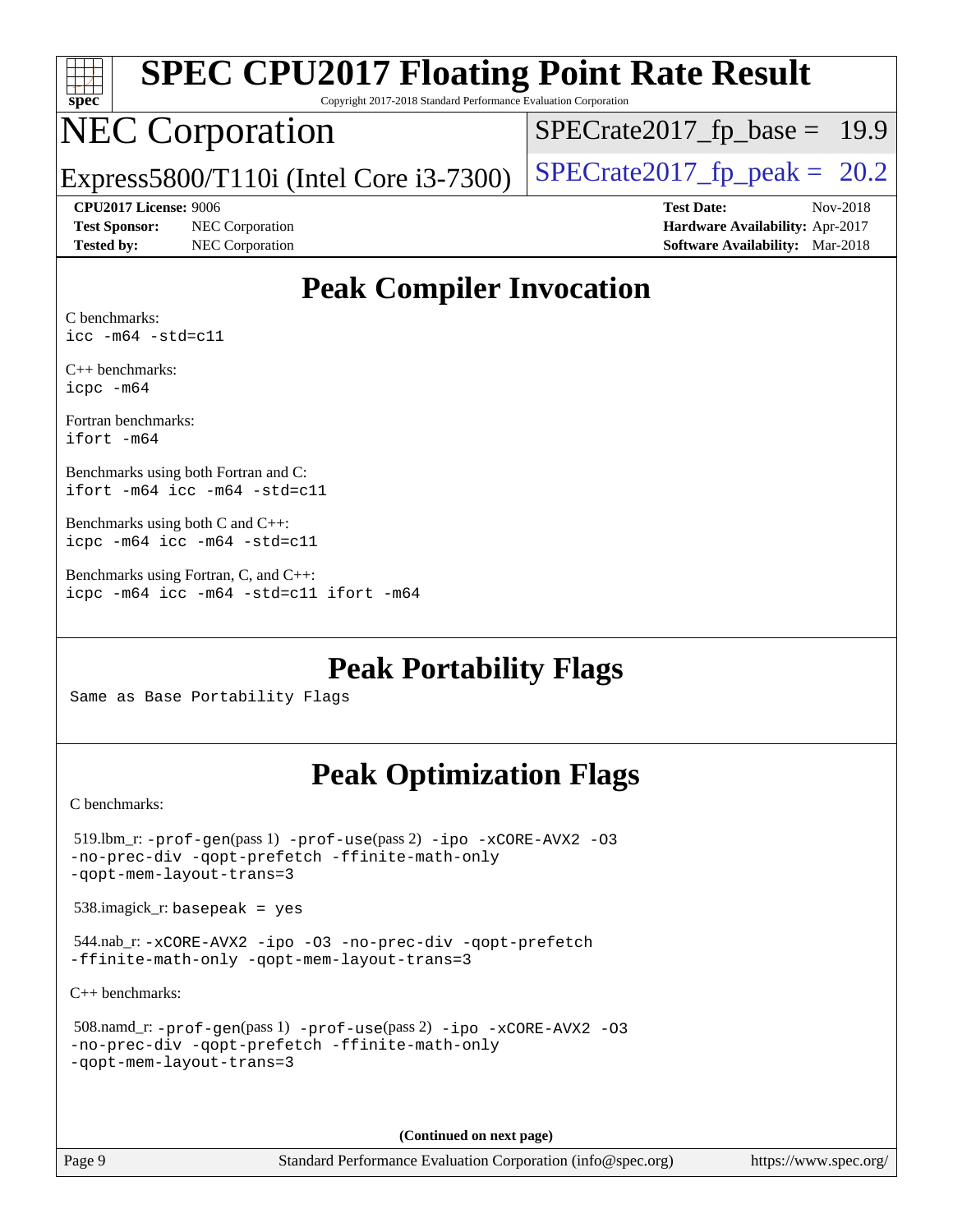# SPEC CPU2017 Floating Point Rate Result

Copyright 2017-2018 Standard Performance Evaluation Corporation

# NEC Corporation

Express5800/T110i (Intel Core i3-7300)

SPECrate2017_fp_base = 19.9

SPECrate2017_fp_peak = 20.2

**CPU2017 License:** 9006
**Test Sponsor:** NEC Corporation
**Tested by:** NEC Corporation

**Test Date:** Nov-2018
**Hardware Availability:** Apr-2017
**Software Availability:** Mar-2018

## Peak Compiler Invocation

C benchmarks:
```
icc -m64 -std=c11
```

C++ benchmarks:
```
icpc -m64
```

Fortran benchmarks:
```
ifort -m64
```

Benchmarks using both Fortran and C:
```
ifort -m64 icc -m64 -std=c11
```

Benchmarks using both C and C++:
```
icpc -m64 icc -m64 -std=c11
```

Benchmarks using Fortran, C, and C++:
```
icpc -m64 icc -m64 -std=c11 ifort -m64
```

## Peak Portability Flags

Same as Base Portability Flags

## Peak Optimization Flags

C benchmarks:

519.lbm_r: -prof-gen(pass 1) -prof-use(pass 2) -ipo -xCORE-AVX2 -O3 -no-prec-div -qopt-prefetch -ffinite-math-only -qopt-mem-layout-trans=3

538.imagick_r: basepeak = yes

544.nab_r: -xCORE-AVX2 -ipo -O3 -no-prec-div -qopt-prefetch -ffinite-math-only -qopt-mem-layout-trans=3

C++ benchmarks:

508.namd_r: -prof-gen(pass 1) -prof-use(pass 2) -ipo -xCORE-AVX2 -O3 -no-prec-div -qopt-prefetch -ffinite-math-only -qopt-mem-layout-trans=3

(Continued on next page)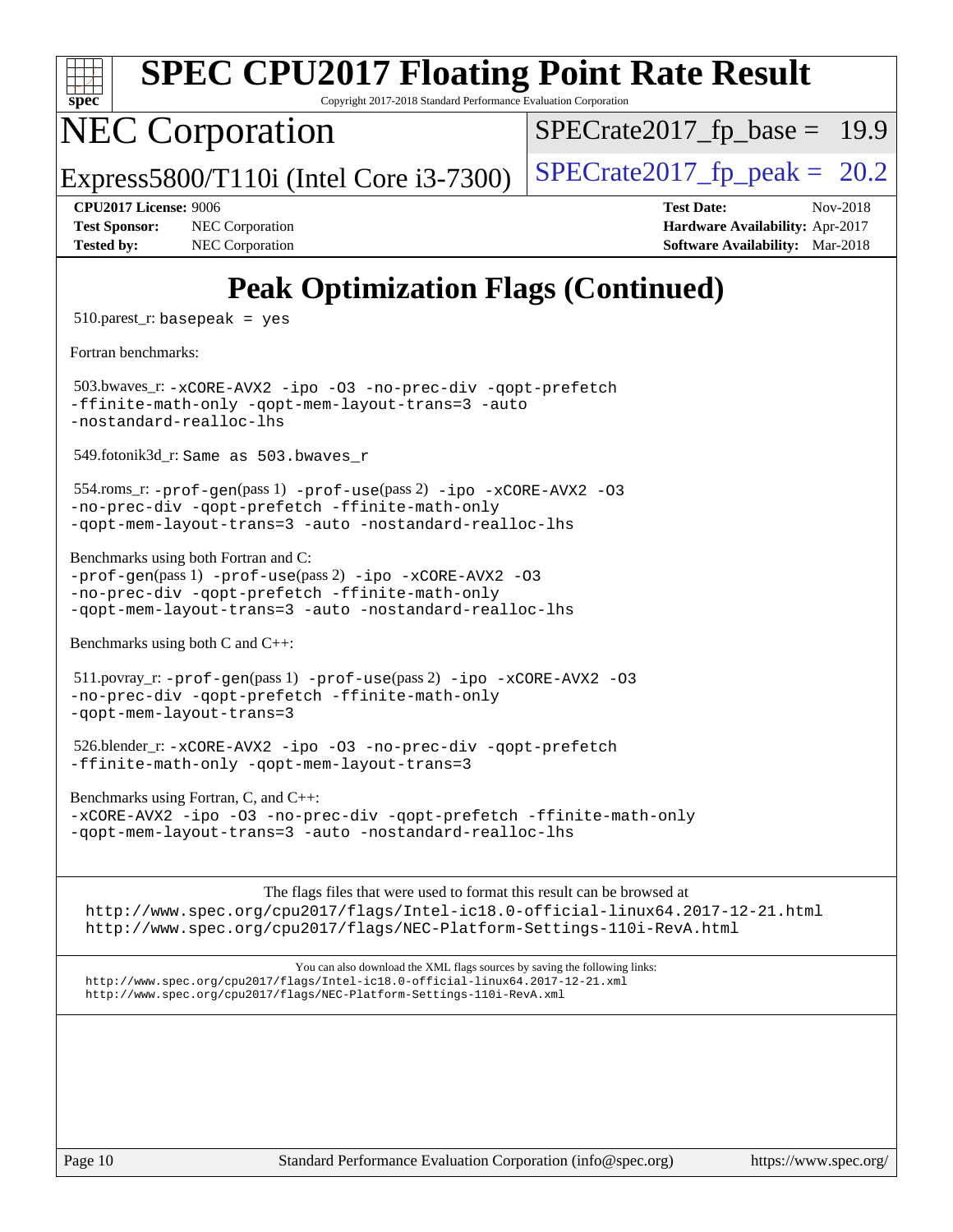# Peak Optimization Flags (Continued)

510.parest_r: `basepeak = yes`

Fortran benchmarks:

503.bwaves_r: `-xCORE-AVX2 -ipo -O3 -no-prec-div -qopt-prefetch -ffinite-math-only -qopt-mem-layout-trans=3 -auto -nostandard-realloc-lhs`

549.fotonik3d_r: `Same as 503.bwaves_r`

554.roms_r: `-prof-gen`(pass 1) `-prof-use`(pass 2) `-ipo -xCORE-AVX2 -O3 -no-prec-div -qopt-prefetch -ffinite-math-only -qopt-mem-layout-trans=3 -auto -nostandard-realloc-lhs`

Benchmarks using both Fortran and C:
`-prof-gen`(pass 1) `-prof-use`(pass 2) `-ipo -xCORE-AVX2 -O3 -no-prec-div -qopt-prefetch -ffinite-math-only -qopt-mem-layout-trans=3 -auto -nostandard-realloc-lhs`

Benchmarks using both C and C++:

511.povray_r: `-prof-gen`(pass 1) `-prof-use`(pass 2) `-ipo -xCORE-AVX2 -O3 -no-prec-div -qopt-prefetch -ffinite-math-only -qopt-mem-layout-trans=3`

526.blender_r: `-xCORE-AVX2 -ipo -O3 -no-prec-div -qopt-prefetch -ffinite-math-only -qopt-mem-layout-trans=3`

Benchmarks using Fortran, C, and C++:
`-xCORE-AVX2 -ipo -O3 -no-prec-div -qopt-prefetch -ffinite-math-only -qopt-mem-layout-trans=3 -auto -nostandard-realloc-lhs`

The flags files that were used to format this result can be browsed at
http://www.spec.org/cpu2017/flags/Intel-ic18.0-official-linux64.2017-12-21.html
http://www.spec.org/cpu2017/flags/NEC-Platform-Settings-110i-RevA.html

You can also download the XML flags sources by saving the following links:
http://www.spec.org/cpu2017/flags/Intel-ic18.0-official-linux64.2017-12-21.xml
http://www.spec.org/cpu2017/flags/NEC-Platform-Settings-110i-RevA.xml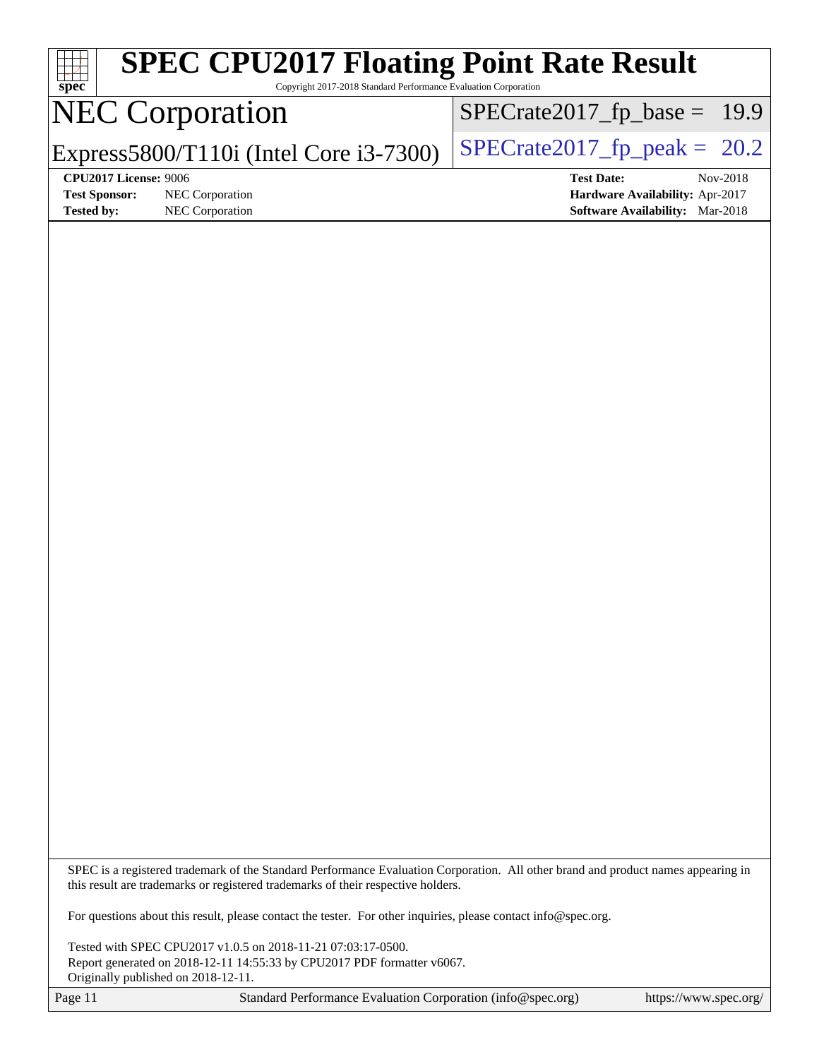SPEC is a registered trademark of the Standard Performance Evaluation Corporation. All other brand and product names appearing in this result are trademarks or registered trademarks of their respective holders.

For questions about this result, please contact the tester. For other inquiries, please contact info@spec.org.

Tested with SPEC CPU2017 v1.0.5 on 2018-11-21 07:03:17-0500.
Report generated on 2018-12-11 14:55:33 by CPU2017 PDF formatter v6067.
Originally published on 2018-12-11.